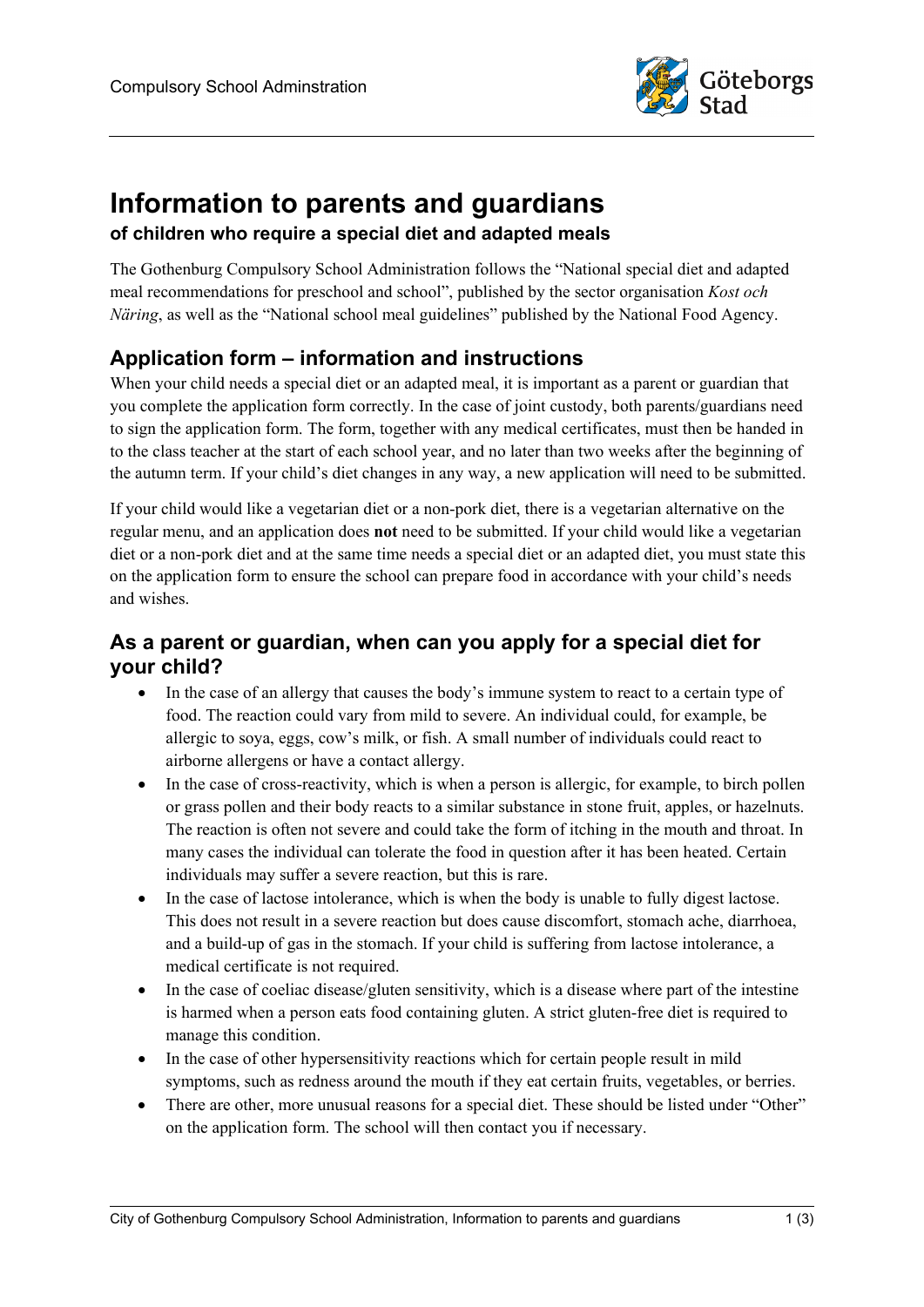# Information to parents and guardians

### of children who require a special diet and adapted meals

The Gothenburg Compulsory School Administration follows the "National special diet and adapted meal recommendations for preschool and school", published by the sector organisation *Kost och Näring*, as well as the "National school meal guidelines" published by the National Food Agency.

## Application form – information and instructions

When your child needs a special diet or an adapted meal, it is important as a parent or guardian that you complete the application form correctly. In the case of joint custody, both parents/guardians need to sign the application form. The form, together with any medical certificates, must then be handed in to the class teacher at the start of each school year, and no later than two weeks after the beginning of the autumn term. If your child's diet changes in any way, a new application will need to be submitted.

If your child would like a vegetarian diet or a non-pork diet, there is a vegetarian alternative on the regular menu, and an application does **not** need to be submitted. If your child would like a vegetarian diet or a non-pork diet and at the same time needs a special diet or an adapted diet, you must state this on the application form to ensure the school can prepare food in accordance with your child's needs and wishes.

## As a parent or guardian, when can you apply for a special diet for your child?

- In the case of an allergy that causes the body's immune system to react to a certain type of food. The reaction could vary from mild to severe. An individual could, for example, be allergic to soya, eggs, cow's milk, or fish. A small number of individuals could react to airborne allergens or have a contact allergy.
- In the case of cross-reactivity, which is when a person is allergic, for example, to birch pollen or grass pollen and their body reacts to a similar substance in stone fruit, apples, or hazelnuts. The reaction is often not severe and could take the form of itching in the mouth and throat. In many cases the individual can tolerate the food in question after it has been heated. Certain individuals may suffer a severe reaction, but this is rare.
- In the case of lactose intolerance, which is when the body is unable to fully digest lactose. This does not result in a severe reaction but does cause discomfort, stomach ache, diarrhoea, and a build-up of gas in the stomach. If your child is suffering from lactose intolerance, a medical certificate is not required.
- In the case of coeliac disease/gluten sensitivity, which is a disease where part of the intestine is harmed when a person eats food containing gluten. A strict gluten-free diet is required to manage this condition.
- In the case of other hypersensitivity reactions which for certain people result in mild symptoms, such as redness around the mouth if they eat certain fruits, vegetables, or berries.
- There are other, more unusual reasons for a special diet. These should be listed under "Other" on the application form. The school will then contact you if necessary.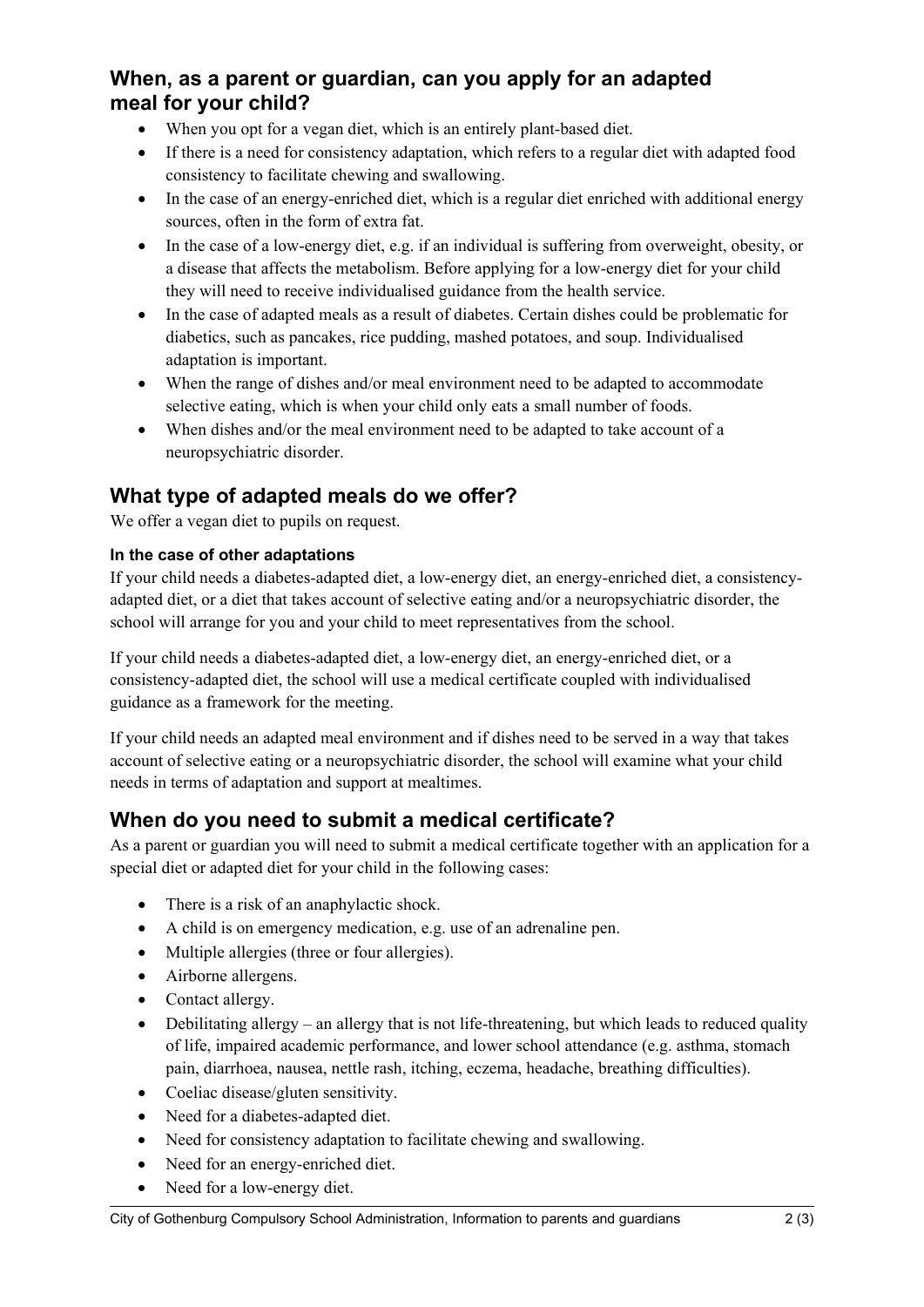## When, as a parent or guardian, can you apply for an adapted meal for your child?

- When you opt for a vegan diet, which is an entirely plant-based diet.
- If there is a need for consistency adaptation, which refers to a regular diet with adapted food consistency to facilitate chewing and swallowing.
- In the case of an energy-enriched diet, which is a regular diet enriched with additional energy sources, often in the form of extra fat.
- In the case of a low-energy diet, e.g. if an individual is suffering from overweight, obesity, or a disease that affects the metabolism. Before applying for a low-energy diet for your child they will need to receive individualised guidance from the health service.
- In the case of adapted meals as a result of diabetes. Certain dishes could be problematic for diabetics, such as pancakes, rice pudding, mashed potatoes, and soup. Individualised adaptation is important.
- When the range of dishes and/or meal environment need to be adapted to accommodate selective eating, which is when your child only eats a small number of foods.
- When dishes and/or the meal environment need to be adapted to take account of a neuropsychiatric disorder.

## What type of adapted meals do we offer?

We offer a vegan diet to pupils on request.

#### In the case of other adaptations

If your child needs a diabetes-adapted diet, a low-energy diet, an energy-enriched diet, a consistency-adapted diet, or a diet that takes account of selective eating and/or a neuropsychiatric disorder, the school will arrange for you and your child to meet representatives from the school.

If your child needs a diabetes-adapted diet, a low-energy diet, an energy-enriched diet, or a consistency-adapted diet, the school will use a medical certificate coupled with individualised guidance as a framework for the meeting.

If your child needs an adapted meal environment and if dishes need to be served in a way that takes account of selective eating or a neuropsychiatric disorder, the school will examine what your child needs in terms of adaptation and support at mealtimes.

## When do you need to submit a medical certificate?

As a parent or guardian you will need to submit a medical certificate together with an application for a special diet or adapted diet for your child in the following cases:

- There is a risk of an anaphylactic shock.
- A child is on emergency medication, e.g. use of an adrenaline pen.
- Multiple allergies (three or four allergies).
- Airborne allergens.
- Contact allergy.
- Debilitating allergy – an allergy that is not life-threatening, but which leads to reduced quality of life, impaired academic performance, and lower school attendance (e.g. asthma, stomach pain, diarrhoea, nausea, nettle rash, itching, eczema, headache, breathing difficulties).
- Coeliac disease/gluten sensitivity.
- Need for a diabetes-adapted diet.
- Need for consistency adaptation to facilitate chewing and swallowing.
- Need for an energy-enriched diet.
- Need for a low-energy diet.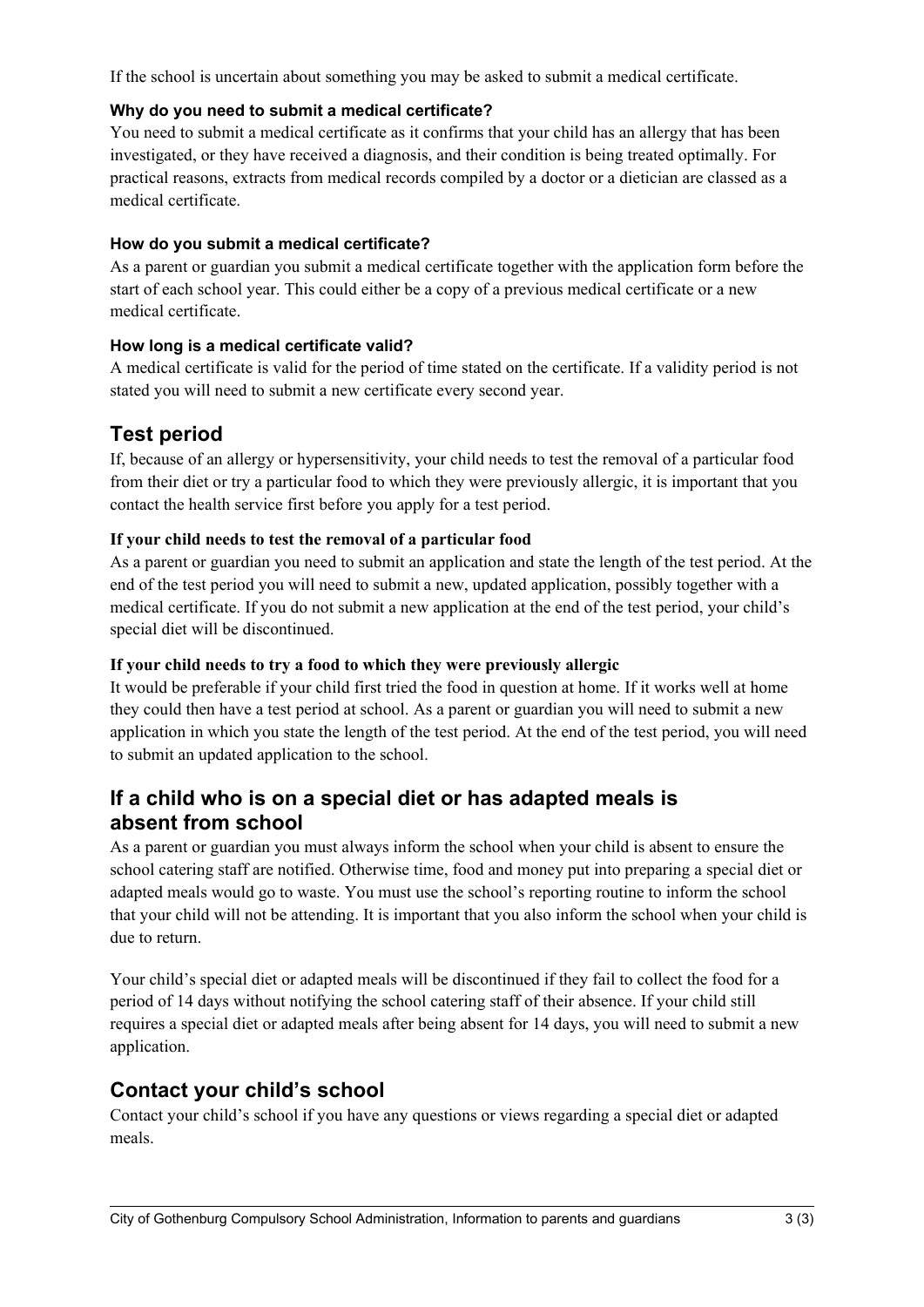If the school is uncertain about something you may be asked to submit a medical certificate.

#### Why do you need to submit a medical certificate?

You need to submit a medical certificate as it confirms that your child has an allergy that has been investigated, or they have received a diagnosis, and their condition is being treated optimally. For practical reasons, extracts from medical records compiled by a doctor or a dietician are classed as a medical certificate.

#### How do you submit a medical certificate?

As a parent or guardian you submit a medical certificate together with the application form before the start of each school year. This could either be a copy of a previous medical certificate or a new medical certificate.

#### How long is a medical certificate valid?

A medical certificate is valid for the period of time stated on the certificate. If a validity period is not stated you will need to submit a new certificate every second year.

## Test period

If, because of an allergy or hypersensitivity, your child needs to test the removal of a particular food from their diet or try a particular food to which they were previously allergic, it is important that you contact the health service first before you apply for a test period.

#### If your child needs to test the removal of a particular food

As a parent or guardian you need to submit an application and state the length of the test period. At the end of the test period you will need to submit a new, updated application, possibly together with a medical certificate. If you do not submit a new application at the end of the test period, your child's special diet will be discontinued.

#### If your child needs to try a food to which they were previously allergic

It would be preferable if your child first tried the food in question at home. If it works well at home they could then have a test period at school. As a parent or guardian you will need to submit a new application in which you state the length of the test period. At the end of the test period, you will need to submit an updated application to the school.

## If a child who is on a special diet or has adapted meals is absent from school

As a parent or guardian you must always inform the school when your child is absent to ensure the school catering staff are notified. Otherwise time, food and money put into preparing a special diet or adapted meals would go to waste. You must use the school's reporting routine to inform the school that your child will not be attending. It is important that you also inform the school when your child is due to return.

Your child's special diet or adapted meals will be discontinued if they fail to collect the food for a period of 14 days without notifying the school catering staff of their absence. If your child still requires a special diet or adapted meals after being absent for 14 days, you will need to submit a new application.

## Contact your child's school

Contact your child's school if you have any questions or views regarding a special diet or adapted meals.